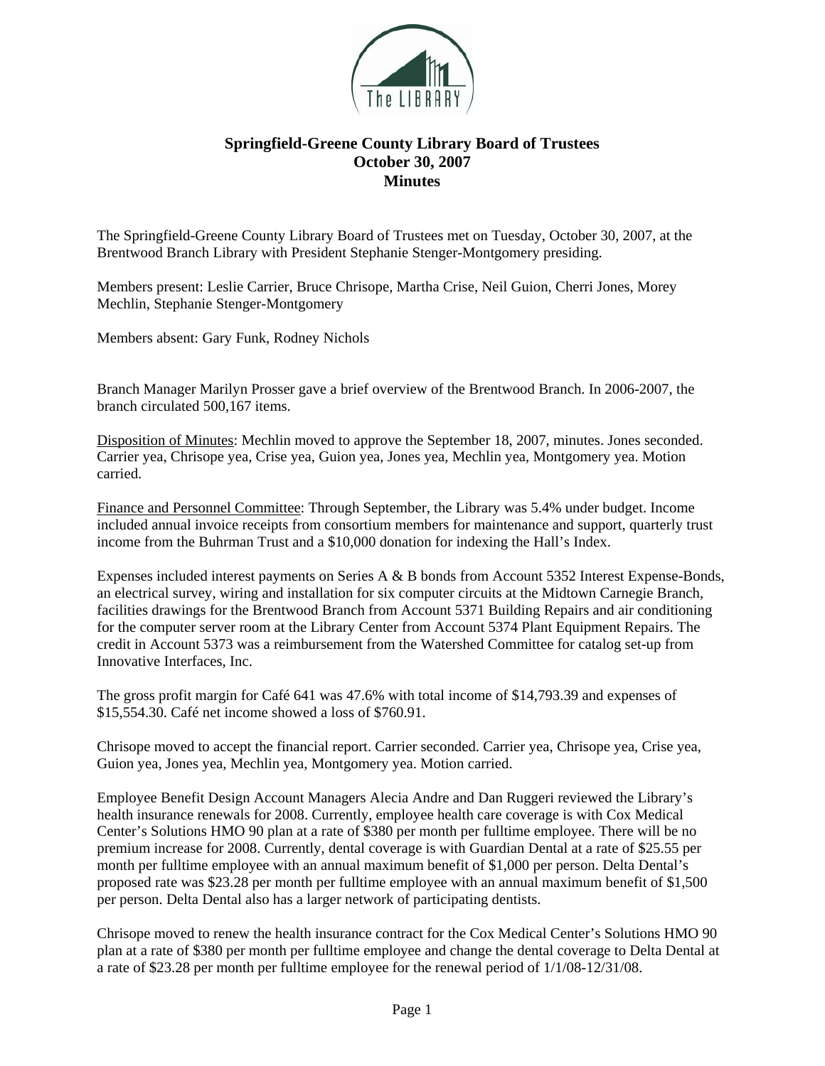# Springfield-Greene County Library Board of Trustees
## October 30, 2007
## Minutes

The Springfield-Greene County Library Board of Trustees met on Tuesday, October 30, 2007, at the Brentwood Branch Library with President Stephanie Stenger-Montgomery presiding.

Members present: Leslie Carrier, Bruce Chrisope, Martha Crise, Neil Guion, Cherri Jones, Morey Mechlin, Stephanie Stenger-Montgomery

Members absent: Gary Funk, Rodney Nichols

Branch Manager Marilyn Prosser gave a brief overview of the Brentwood Branch. In 2006-2007, the branch circulated 500,167 items.

Disposition of Minutes: Mechlin moved to approve the September 18, 2007, minutes. Jones seconded. Carrier yea, Chrisope yea, Crise yea, Guion yea, Jones yea, Mechlin yea, Montgomery yea. Motion carried.

Finance and Personnel Committee: Through September, the Library was 5.4% under budget. Income included annual invoice receipts from consortium members for maintenance and support, quarterly trust income from the Buhrman Trust and a $10,000 donation for indexing the Hall's Index.

Expenses included interest payments on Series A & B bonds from Account 5352 Interest Expense-Bonds, an electrical survey, wiring and installation for six computer circuits at the Midtown Carnegie Branch, facilities drawings for the Brentwood Branch from Account 5371 Building Repairs and air conditioning for the computer server room at the Library Center from Account 5374 Plant Equipment Repairs. The credit in Account 5373 was a reimbursement from the Watershed Committee for catalog set-up from Innovative Interfaces, Inc.

The gross profit margin for Café 641 was 47.6% with total income of $14,793.39 and expenses of $15,554.30. Café net income showed a loss of $760.91.

Chrisope moved to accept the financial report. Carrier seconded. Carrier yea, Chrisope yea, Crise yea, Guion yea, Jones yea, Mechlin yea, Montgomery yea. Motion carried.

Employee Benefit Design Account Managers Alecia Andre and Dan Ruggeri reviewed the Library's health insurance renewals for 2008. Currently, employee health care coverage is with Cox Medical Center's Solutions HMO 90 plan at a rate of $380 per month per fulltime employee. There will be no premium increase for 2008. Currently, dental coverage is with Guardian Dental at a rate of $25.55 per month per fulltime employee with an annual maximum benefit of $1,000 per person. Delta Dental's proposed rate was $23.28 per month per fulltime employee with an annual maximum benefit of $1,500 per person. Delta Dental also has a larger network of participating dentists.

Chrisope moved to renew the health insurance contract for the Cox Medical Center's Solutions HMO 90 plan at a rate of $380 per month per fulltime employee and change the dental coverage to Delta Dental at a rate of $23.28 per month per fulltime employee for the renewal period of 1/1/08-12/31/08.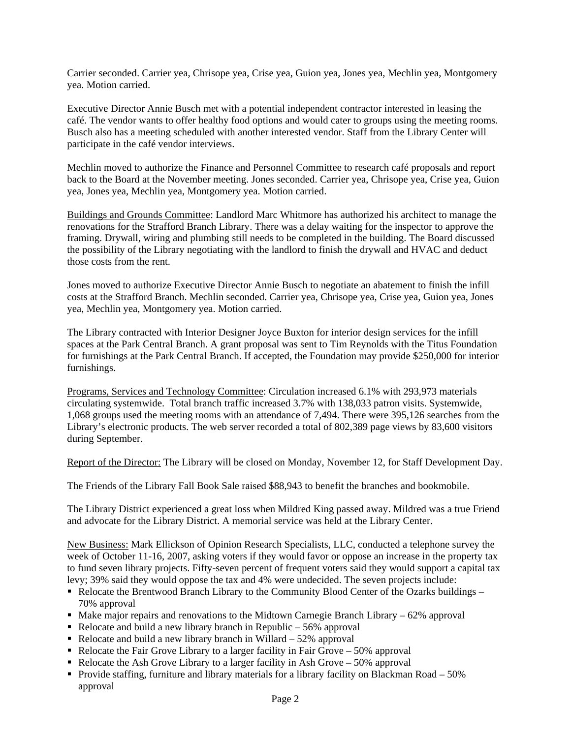Carrier seconded. Carrier yea, Chrisope yea, Crise yea, Guion yea, Jones yea, Mechlin yea, Montgomery yea. Motion carried.

Executive Director Annie Busch met with a potential independent contractor interested in leasing the café. The vendor wants to offer healthy food options and would cater to groups using the meeting rooms. Busch also has a meeting scheduled with another interested vendor. Staff from the Library Center will participate in the café vendor interviews.

Mechlin moved to authorize the Finance and Personnel Committee to research café proposals and report back to the Board at the November meeting. Jones seconded. Carrier yea, Chrisope yea, Crise yea, Guion yea, Jones yea, Mechlin yea, Montgomery yea. Motion carried.

<u>Buildings and Grounds Committee</u>: Landlord Marc Whitmore has authorized his architect to manage the renovations for the Strafford Branch Library. There was a delay waiting for the inspector to approve the framing. Drywall, wiring and plumbing still needs to be completed in the building. The Board discussed the possibility of the Library negotiating with the landlord to finish the drywall and HVAC and deduct those costs from the rent.

Jones moved to authorize Executive Director Annie Busch to negotiate an abatement to finish the infill costs at the Strafford Branch. Mechlin seconded. Carrier yea, Chrisope yea, Crise yea, Guion yea, Jones yea, Mechlin yea, Montgomery yea. Motion carried.

The Library contracted with Interior Designer Joyce Buxton for interior design services for the infill spaces at the Park Central Branch. A grant proposal was sent to Tim Reynolds with the Titus Foundation for furnishings at the Park Central Branch. If accepted, the Foundation may provide $250,000 for interior furnishings.

<u>Programs, Services and Technology Committee</u>: Circulation increased 6.1% with 293,973 materials circulating systemwide. Total branch traffic increased 3.7% with 138,033 patron visits. Systemwide, 1,068 groups used the meeting rooms with an attendance of 7,494. There were 395,126 searches from the Library's electronic products. The web server recorded a total of 802,389 page views by 83,600 visitors during September.

<u>Report of the Director:</u> The Library will be closed on Monday, November 12, for Staff Development Day.

The Friends of the Library Fall Book Sale raised $88,943 to benefit the branches and bookmobile.

The Library District experienced a great loss when Mildred King passed away. Mildred was a true Friend and advocate for the Library District. A memorial service was held at the Library Center.

<u>New Business:</u> Mark Ellickson of Opinion Research Specialists, LLC, conducted a telephone survey the week of October 11-16, 2007, asking voters if they would favor or oppose an increase in the property tax to fund seven library projects. Fifty-seven percent of frequent voters said they would support a capital tax levy; 39% said they would oppose the tax and 4% were undecided. The seven projects include:

- Relocate the Brentwood Branch Library to the Community Blood Center of the Ozarks buildings – 70% approval
- Make major repairs and renovations to the Midtown Carnegie Branch Library – 62% approval
- Relocate and build a new library branch in Republic – 56% approval
- Relocate and build a new library branch in Willard – 52% approval
- Relocate the Fair Grove Library to a larger facility in Fair Grove – 50% approval
- Relocate the Ash Grove Library to a larger facility in Ash Grove – 50% approval
- Provide staffing, furniture and library materials for a library facility on Blackman Road – 50% approval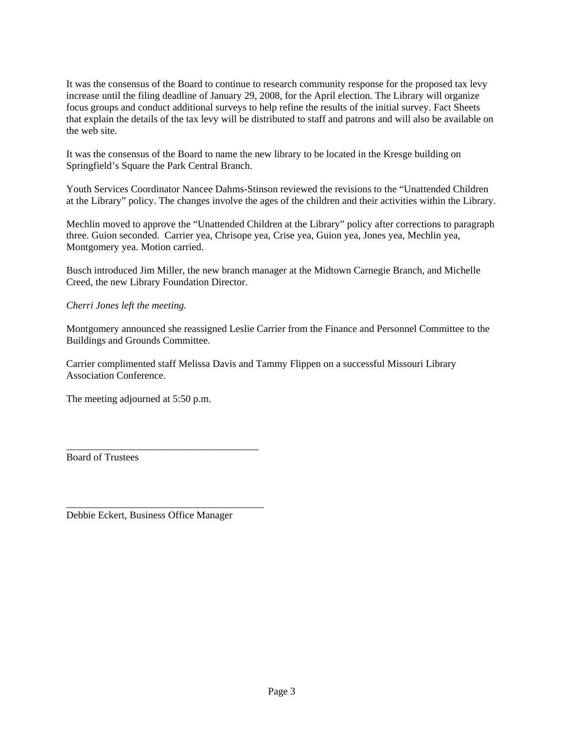It was the consensus of the Board to continue to research community response for the proposed tax levy increase until the filing deadline of January 29, 2008, for the April election. The Library will organize focus groups and conduct additional surveys to help refine the results of the initial survey. Fact Sheets that explain the details of the tax levy will be distributed to staff and patrons and will also be available on the web site.

It was the consensus of the Board to name the new library to be located in the Kresge building on Springfield's Square the Park Central Branch.

Youth Services Coordinator Nancee Dahms-Stinson reviewed the revisions to the "Unattended Children at the Library" policy. The changes involve the ages of the children and their activities within the Library.

Mechlin moved to approve the "Unattended Children at the Library" policy after corrections to paragraph three. Guion seconded. Carrier yea, Chrisope yea, Crise yea, Guion yea, Jones yea, Mechlin yea, Montgomery yea. Motion carried.

Busch introduced Jim Miller, the new branch manager at the Midtown Carnegie Branch, and Michelle Creed, the new Library Foundation Director.

*Cherri Jones left the meeting.*

Montgomery announced she reassigned Leslie Carrier from the Finance and Personnel Committee to the Buildings and Grounds Committee.

Carrier complimented staff Melissa Davis and Tammy Flippen on a successful Missouri Library Association Conference.

The meeting adjourned at 5:50 p.m.

\_\_\_\_\_\_\_\_\_\_\_\_\_\_\_\_\_\_\_\_\_\_\_\_\_\_\_\_\_\_\_\_\_\_\_\_\_\_
Board of Trustees

\_\_\_\_\_\_\_\_\_\_\_\_\_\_\_\_\_\_\_\_\_\_\_\_\_\_\_\_\_\_\_\_\_\_\_\_\_\_
Debbie Eckert, Business Office Manager